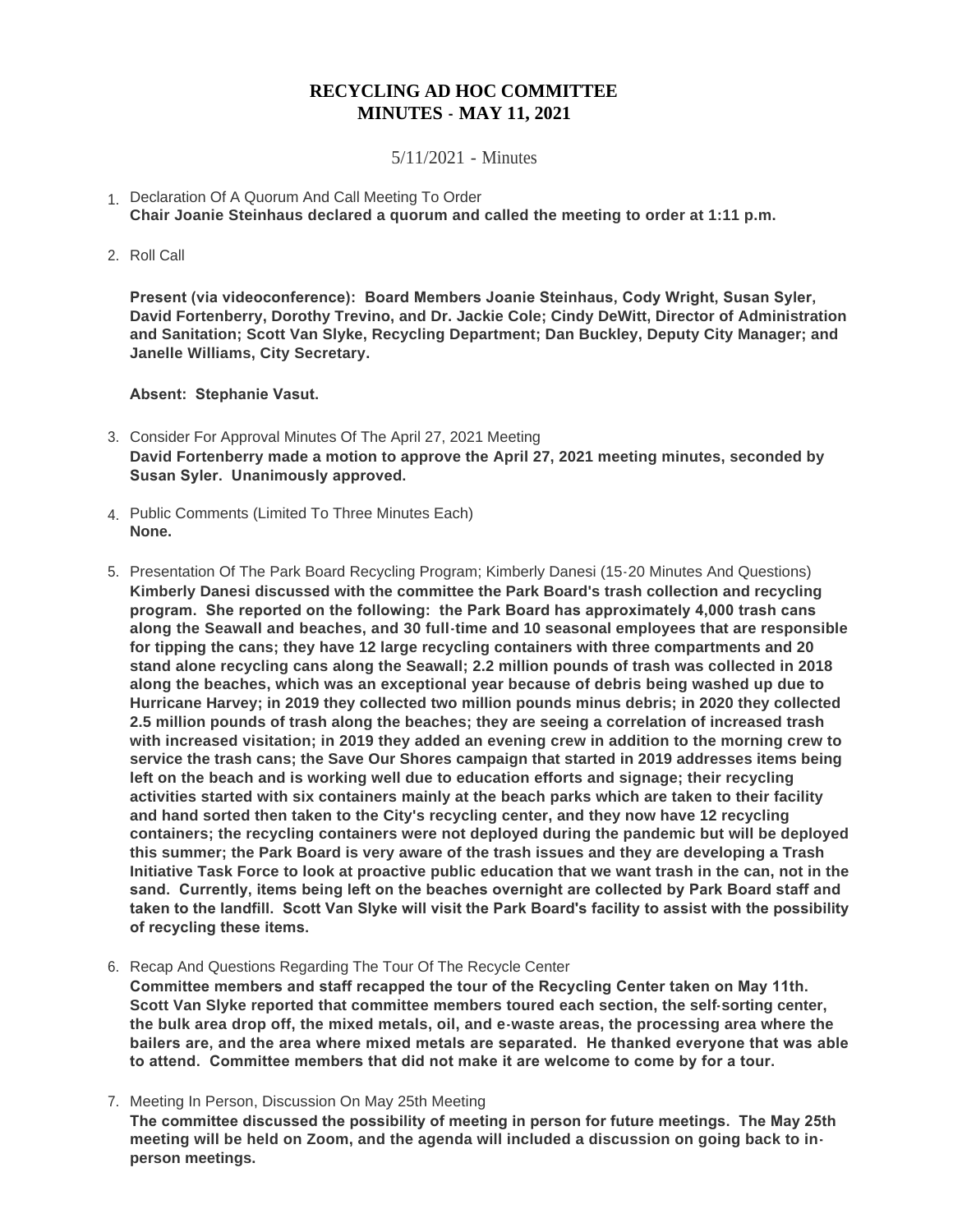# RECYCLING AD HOC COMMITTEE
# MINUTES - MAY 11, 2021

5/11/2021 - Minutes

1. Declaration Of A Quorum And Call Meeting To Order
   **Chair Joanie Steinhaus declared a quorum and called the meeting to order at 1:11 p.m.**

2. Roll Call

   **Present (via videoconference): Board Members Joanie Steinhaus, Cody Wright, Susan Syler, David Fortenberry, Dorothy Trevino, and Dr. Jackie Cole; Cindy DeWitt, Director of Administration and Sanitation; Scott Van Slyke, Recycling Department; Dan Buckley, Deputy City Manager; and Janelle Williams, City Secretary.**

   **Absent: Stephanie Vasut.**

3. Consider For Approval Minutes Of The April 27, 2021 Meeting
   **David Fortenberry made a motion to approve the April 27, 2021 meeting minutes, seconded by Susan Syler. Unanimously approved.**

4. Public Comments (Limited To Three Minutes Each)
   **None.**

5. Presentation Of The Park Board Recycling Program; Kimberly Danesi (15-20 Minutes And Questions)
   **Kimberly Danesi discussed with the committee the Park Board's trash collection and recycling program. She reported on the following: the Park Board has approximately 4,000 trash cans along the Seawall and beaches, and 30 full-time and 10 seasonal employees that are responsible for tipping the cans; they have 12 large recycling containers with three compartments and 20 stand alone recycling cans along the Seawall; 2.2 million pounds of trash was collected in 2018 along the beaches, which was an exceptional year because of debris being washed up due to Hurricane Harvey; in 2019 they collected two million pounds minus debris; in 2020 they collected 2.5 million pounds of trash along the beaches; they are seeing a correlation of increased trash with increased visitation; in 2019 they added an evening crew in addition to the morning crew to service the trash cans; the Save Our Shores campaign that started in 2019 addresses items being left on the beach and is working well due to education efforts and signage; their recycling activities started with six containers mainly at the beach parks which are taken to their facility and hand sorted then taken to the City's recycling center, and they now have 12 recycling containers; the recycling containers were not deployed during the pandemic but will be deployed this summer; the Park Board is very aware of the trash issues and they are developing a Trash Initiative Task Force to look at proactive public education that we want trash in the can, not in the sand. Currently, items being left on the beaches overnight are collected by Park Board staff and taken to the landfill. Scott Van Slyke will visit the Park Board's facility to assist with the possibility of recycling these items.**

6. Recap And Questions Regarding The Tour Of The Recycle Center
   **Committee members and staff recapped the tour of the Recycling Center taken on May 11th. Scott Van Slyke reported that committee members toured each section, the self-sorting center, the bulk area drop off, the mixed metals, oil, and e-waste areas, the processing area where the bailers are, and the area where mixed metals are separated. He thanked everyone that was able to attend. Committee members that did not make it are welcome to come by for a tour.**

7. Meeting In Person, Discussion On May 25th Meeting
   **The committee discussed the possibility of meeting in person for future meetings. The May 25th meeting will be held on Zoom, and the agenda will included a discussion on going back to in-person meetings.**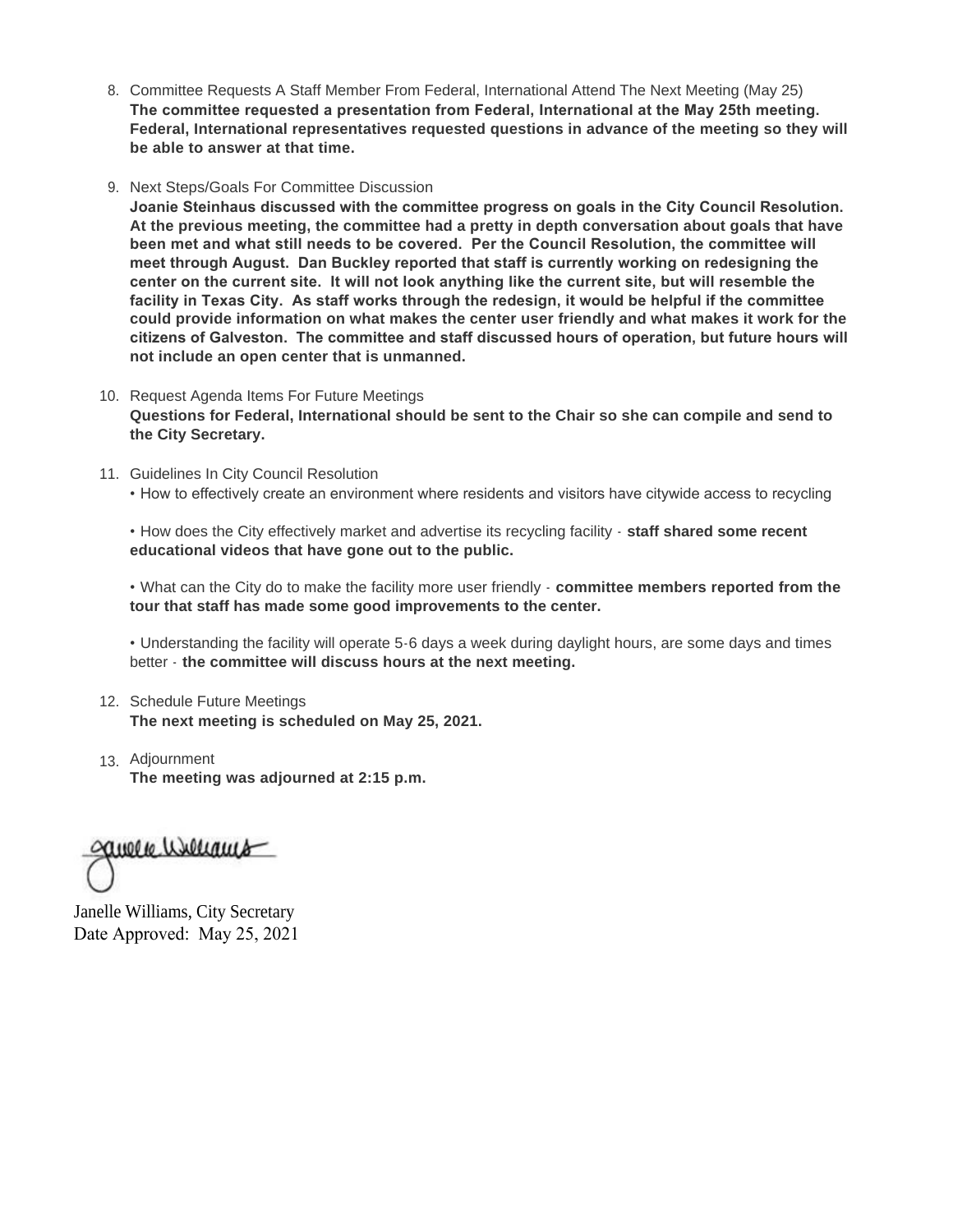8. Committee Requests A Staff Member From Federal, International Attend The Next Meeting (May 25)
   **The committee requested a presentation from Federal, International at the May 25th meeting. Federal, International representatives requested questions in advance of the meeting so they will be able to answer at that time.**

9. Next Steps/Goals For Committee Discussion
   **Joanie Steinhaus discussed with the committee progress on goals in the City Council Resolution. At the previous meeting, the committee had a pretty in depth conversation about goals that have been met and what still needs to be covered. Per the Council Resolution, the committee will meet through August. Dan Buckley reported that staff is currently working on redesigning the center on the current site. It will not look anything like the current site, but will resemble the facility in Texas City. As staff works through the redesign, it would be helpful if the committee could provide information on what makes the center user friendly and what makes it work for the citizens of Galveston. The committee and staff discussed hours of operation, but future hours will not include an open center that is unmanned.**

10. Request Agenda Items For Future Meetings
    **Questions for Federal, International should be sent to the Chair so she can compile and send to the City Secretary.**

11. Guidelines In City Council Resolution
    • How to effectively create an environment where residents and visitors have citywide access to recycling

    • How does the City effectively market and advertise its recycling facility - **staff shared some recent educational videos that have gone out to the public.**

    • What can the City do to make the facility more user friendly - **committee members reported from the tour that staff has made some good improvements to the center.**

    • Understanding the facility will operate 5-6 days a week during daylight hours, are some days and times better - **the committee will discuss hours at the next meeting.**

12. Schedule Future Meetings
    **The next meeting is scheduled on May 25, 2021.**

13. Adjournment
    **The meeting was adjourned at 2:15 p.m.**

Janelle Williams, City Secretary
Date Approved: May 25, 2021